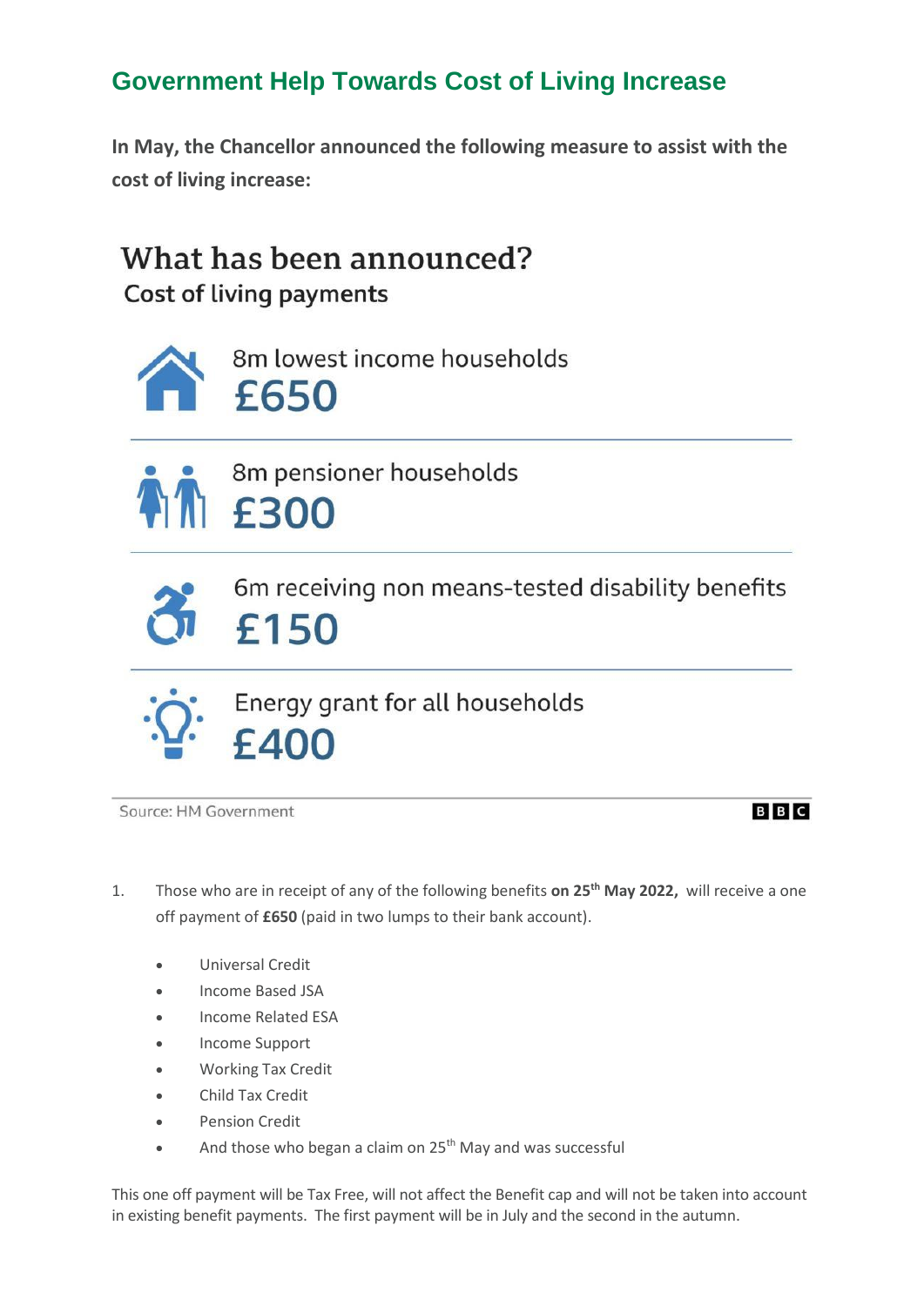## Government Help Towards Cost of Living Increase

**In May, the Chancellor announced the following measure to assist with the cost of living increase:**

### What has been announced?

Cost of living payments

8m lowest income households
£650

8m pensioner households
£300

6m receiving non means-tested disability benefits
£150

Energy grant for all households
£400

Source: HM Government

BBC

1. Those who are in receipt of any of the following benefits **on 25th May 2022,** will receive a one off payment of **£650** (paid in two lumps to their bank account).

   - Universal Credit
   - Income Based JSA
   - Income Related ESA
   - Income Support
   - Working Tax Credit
   - Child Tax Credit
   - Pension Credit
   - And those who began a claim on 25th May and was successful

This one off payment will be Tax Free, will not affect the Benefit cap and will not be taken into account in existing benefit payments. The first payment will be in July and the second in the autumn.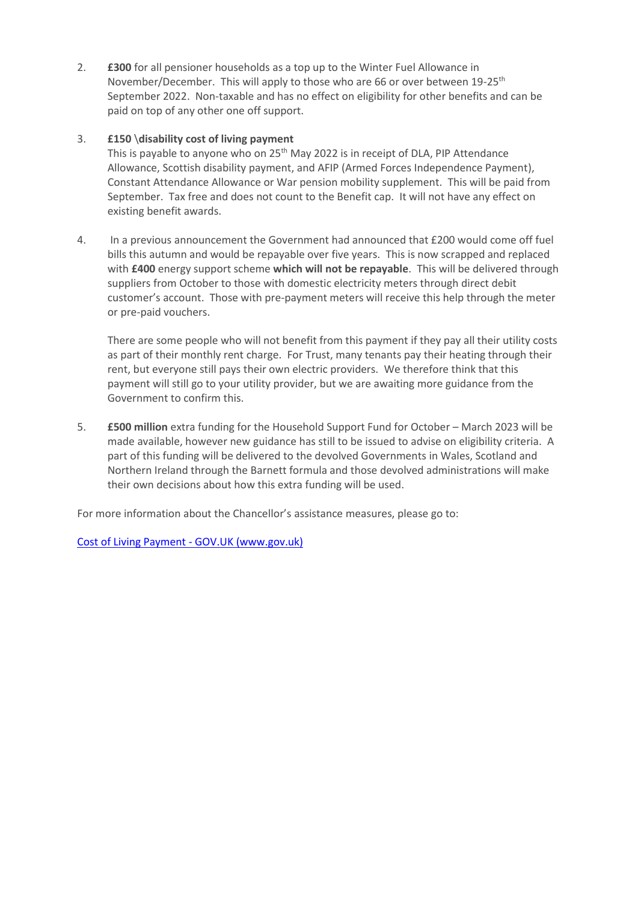2. **£300** for all pensioner households as a top up to the Winter Fuel Allowance in November/December. This will apply to those who are 66 or over between 19-25th September 2022. Non-taxable and has no effect on eligibility for other benefits and can be paid on top of any other one off support.

3. **£150 \disability cost of living payment**
   This is payable to anyone who on 25th May 2022 is in receipt of DLA, PIP Attendance Allowance, Scottish disability payment, and AFIP (Armed Forces Independence Payment), Constant Attendance Allowance or War pension mobility supplement. This will be paid from September. Tax free and does not count to the Benefit cap. It will not have any effect on existing benefit awards.

4. In a previous announcement the Government had announced that £200 would come off fuel bills this autumn and would be repayable over five years. This is now scrapped and replaced with **£400** energy support scheme **which will not be repayable**. This will be delivered through suppliers from October to those with domestic electricity meters through direct debit customer's account. Those with pre-payment meters will receive this help through the meter or pre-paid vouchers.

   There are some people who will not benefit from this payment if they pay all their utility costs as part of their monthly rent charge. For Trust, many tenants pay their heating through their rent, but everyone still pays their own electric providers. We therefore think that this payment will still go to your utility provider, but we are awaiting more guidance from the Government to confirm this.

5. **£500 million** extra funding for the Household Support Fund for October – March 2023 will be made available, however new guidance has still to be issued to advise on eligibility criteria. A part of this funding will be delivered to the devolved Governments in Wales, Scotland and Northern Ireland through the Barnett formula and those devolved administrations will make their own decisions about how this extra funding will be used.

For more information about the Chancellor's assistance measures, please go to:

Cost of Living Payment - GOV.UK (www.gov.uk)